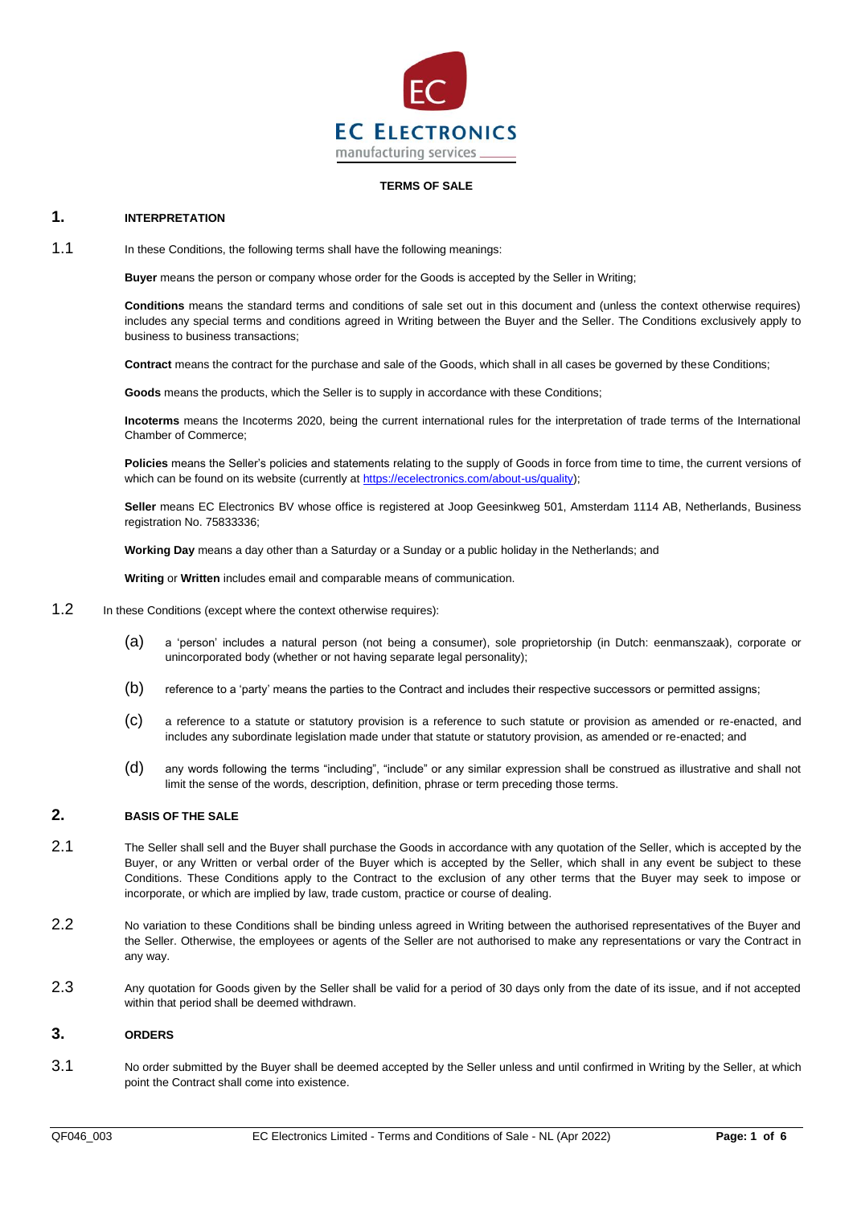**TERMS OF SALE**

## 1. INTERPRETATION

1.1 In these Conditions, the following terms shall have the following meanings:

**Buyer** means the person or company whose order for the Goods is accepted by the Seller in Writing;

**Conditions** means the standard terms and conditions of sale set out in this document and (unless the context otherwise requires) includes any special terms and conditions agreed in Writing between the Buyer and the Seller. The Conditions exclusively apply to business to business transactions;

**Contract** means the contract for the purchase and sale of the Goods, which shall in all cases be governed by these Conditions;

**Goods** means the products, which the Seller is to supply in accordance with these Conditions;

**Incoterms** means the Incoterms 2020, being the current international rules for the interpretation of trade terms of the International Chamber of Commerce;

**Policies** means the Seller's policies and statements relating to the supply of Goods in force from time to time, the current versions of which can be found on its website (currently at https://ecelectronics.com/about-us/quality);

**Seller** means EC Electronics BV whose office is registered at Joop Geesinkweg 501, Amsterdam 1114 AB, Netherlands, Business registration No. 75833336;

**Working Day** means a day other than a Saturday or a Sunday or a public holiday in the Netherlands; and

**Writing** or **Written** includes email and comparable means of communication.

1.2 In these Conditions (except where the context otherwise requires):

(a) a 'person' includes a natural person (not being a consumer), sole proprietorship (in Dutch: eenmanszaak), corporate or unincorporated body (whether or not having separate legal personality);

(b) reference to a 'party' means the parties to the Contract and includes their respective successors or permitted assigns;

(c) a reference to a statute or statutory provision is a reference to such statute or provision as amended or re-enacted, and includes any subordinate legislation made under that statute or statutory provision, as amended or re-enacted; and

(d) any words following the terms "including", "include" or any similar expression shall be construed as illustrative and shall not limit the sense of the words, description, definition, phrase or term preceding those terms.

## 2. BASIS OF THE SALE

2.1 The Seller shall sell and the Buyer shall purchase the Goods in accordance with any quotation of the Seller, which is accepted by the Buyer, or any Written or verbal order of the Buyer which is accepted by the Seller, which shall in any event be subject to these Conditions. These Conditions apply to the Contract to the exclusion of any other terms that the Buyer may seek to impose or incorporate, or which are implied by law, trade custom, practice or course of dealing.

2.2 No variation to these Conditions shall be binding unless agreed in Writing between the authorised representatives of the Buyer and the Seller. Otherwise, the employees or agents of the Seller are not authorised to make any representations or vary the Contract in any way.

2.3 Any quotation for Goods given by the Seller shall be valid for a period of 30 days only from the date of its issue, and if not accepted within that period shall be deemed withdrawn.

## 3. ORDERS

3.1 No order submitted by the Buyer shall be deemed accepted by the Seller unless and until confirmed in Writing by the Seller, at which point the Contract shall come into existence.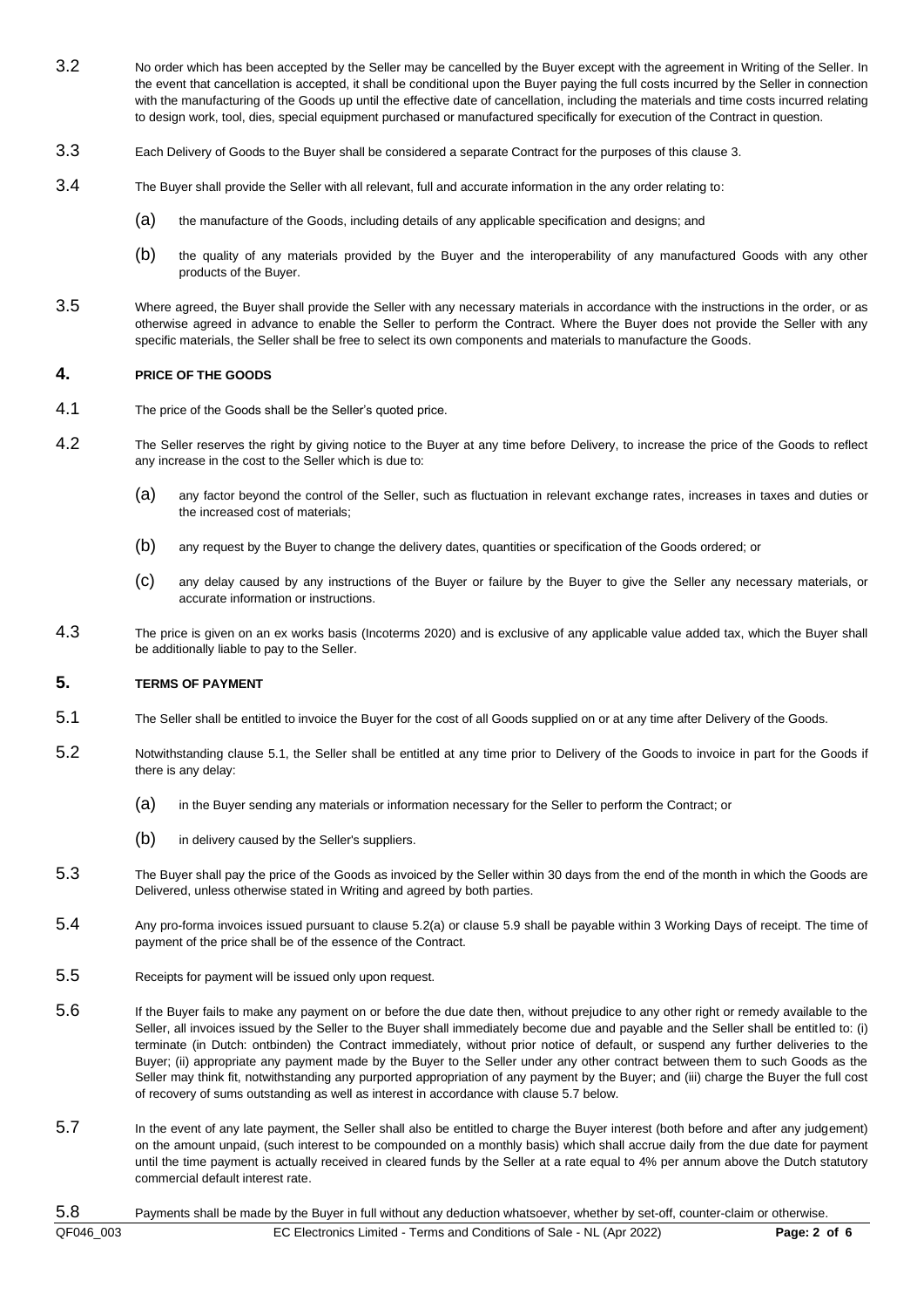3.2 No order which has been accepted by the Seller may be cancelled by the Buyer except with the agreement in Writing of the Seller. In the event that cancellation is accepted, it shall be conditional upon the Buyer paying the full costs incurred by the Seller in connection with the manufacturing of the Goods up until the effective date of cancellation, including the materials and time costs incurred relating to design work, tool, dies, special equipment purchased or manufactured specifically for execution of the Contract in question.

3.3 Each Delivery of Goods to the Buyer shall be considered a separate Contract for the purposes of this clause 3.

3.4 The Buyer shall provide the Seller with all relevant, full and accurate information in the any order relating to:

(a) the manufacture of the Goods, including details of any applicable specification and designs; and

(b) the quality of any materials provided by the Buyer and the interoperability of any manufactured Goods with any other products of the Buyer.

3.5 Where agreed, the Buyer shall provide the Seller with any necessary materials in accordance with the instructions in the order, or as otherwise agreed in advance to enable the Seller to perform the Contract. Where the Buyer does not provide the Seller with any specific materials, the Seller shall be free to select its own components and materials to manufacture the Goods.

## 4. PRICE OF THE GOODS

4.1 The price of the Goods shall be the Seller's quoted price.

4.2 The Seller reserves the right by giving notice to the Buyer at any time before Delivery, to increase the price of the Goods to reflect any increase in the cost to the Seller which is due to:

(a) any factor beyond the control of the Seller, such as fluctuation in relevant exchange rates, increases in taxes and duties or the increased cost of materials;

(b) any request by the Buyer to change the delivery dates, quantities or specification of the Goods ordered; or

(c) any delay caused by any instructions of the Buyer or failure by the Buyer to give the Seller any necessary materials, or accurate information or instructions.

4.3 The price is given on an ex works basis (Incoterms 2020) and is exclusive of any applicable value added tax, which the Buyer shall be additionally liable to pay to the Seller.

## 5. TERMS OF PAYMENT

5.1 The Seller shall be entitled to invoice the Buyer for the cost of all Goods supplied on or at any time after Delivery of the Goods.

5.2 Notwithstanding clause 5.1, the Seller shall be entitled at any time prior to Delivery of the Goods to invoice in part for the Goods if there is any delay:

(a) in the Buyer sending any materials or information necessary for the Seller to perform the Contract; or

(b) in delivery caused by the Seller's suppliers.

5.3 The Buyer shall pay the price of the Goods as invoiced by the Seller within 30 days from the end of the month in which the Goods are Delivered, unless otherwise stated in Writing and agreed by both parties.

5.4 Any pro-forma invoices issued pursuant to clause 5.2(a) or clause 5.9 shall be payable within 3 Working Days of receipt. The time of payment of the price shall be of the essence of the Contract.

5.5 Receipts for payment will be issued only upon request.

5.6 If the Buyer fails to make any payment on or before the due date then, without prejudice to any other right or remedy available to the Seller, all invoices issued by the Seller to the Buyer shall immediately become due and payable and the Seller shall be entitled to: (i) terminate (in Dutch: ontbinden) the Contract immediately, without prior notice of default, or suspend any further deliveries to the Buyer; (ii) appropriate any payment made by the Buyer to the Seller under any other contract between them to such Goods as the Seller may think fit, notwithstanding any purported appropriation of any payment by the Buyer; and (iii) charge the Buyer the full cost of recovery of sums outstanding as well as interest in accordance with clause 5.7 below.

5.7 In the event of any late payment, the Seller shall also be entitled to charge the Buyer interest (both before and after any judgement) on the amount unpaid, (such interest to be compounded on a monthly basis) which shall accrue daily from the due date for payment until the time payment is actually received in cleared funds by the Seller at a rate equal to 4% per annum above the Dutch statutory commercial default interest rate.

5.8 Payments shall be made by the Buyer in full without any deduction whatsoever, whether by set-off, counter-claim or otherwise.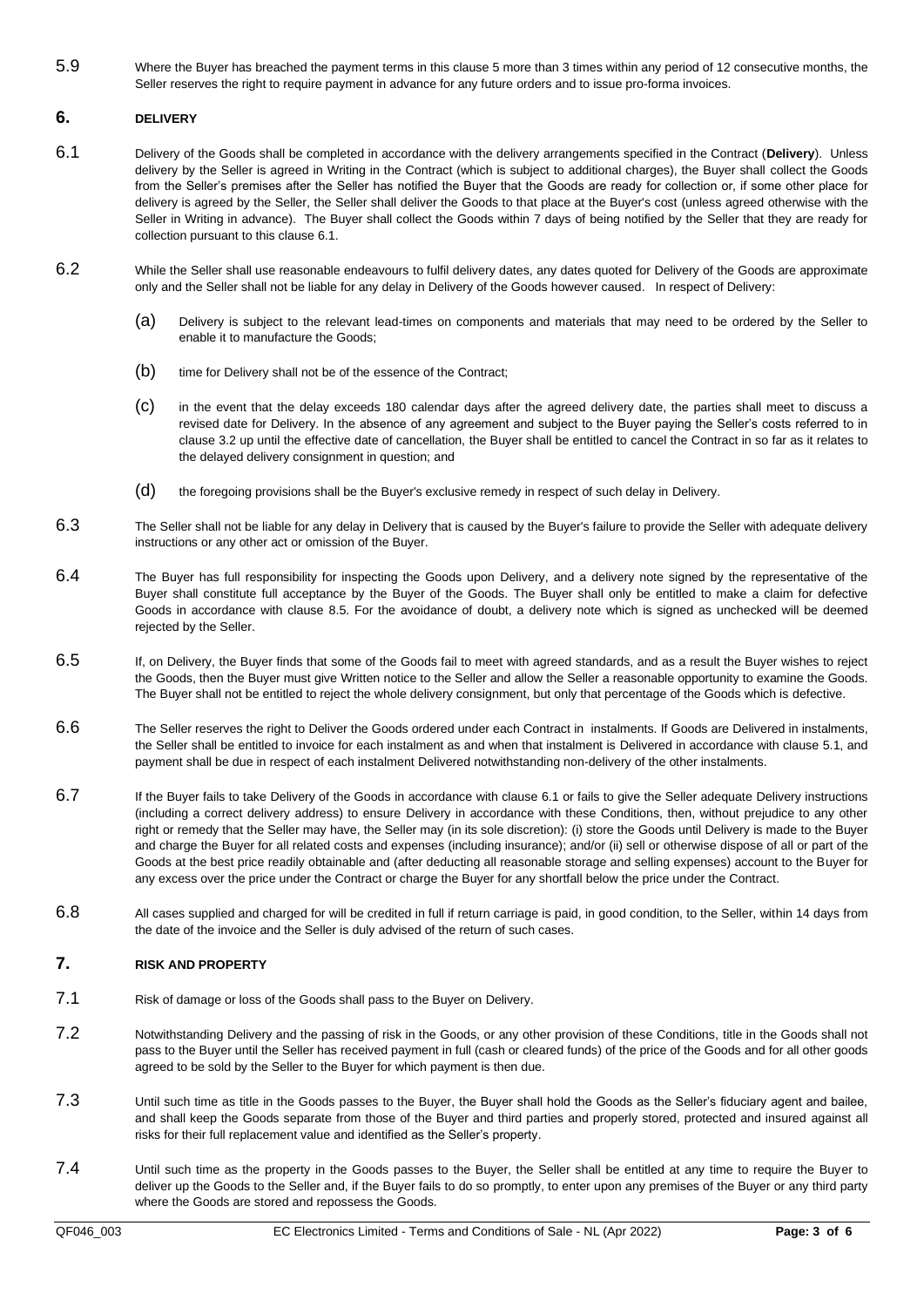5.9 Where the Buyer has breached the payment terms in this clause 5 more than 3 times within any period of 12 consecutive months, the Seller reserves the right to require payment in advance for any future orders and to issue pro-forma invoices.

## 6. DELIVERY

6.1 Delivery of the Goods shall be completed in accordance with the delivery arrangements specified in the Contract (**Delivery**). Unless delivery by the Seller is agreed in Writing in the Contract (which is subject to additional charges), the Buyer shall collect the Goods from the Seller's premises after the Seller has notified the Buyer that the Goods are ready for collection or, if some other place for delivery is agreed by the Seller, the Seller shall deliver the Goods to that place at the Buyer's cost (unless agreed otherwise with the Seller in Writing in advance). The Buyer shall collect the Goods within 7 days of being notified by the Seller that they are ready for collection pursuant to this clause 6.1.

6.2 While the Seller shall use reasonable endeavours to fulfil delivery dates, any dates quoted for Delivery of the Goods are approximate only and the Seller shall not be liable for any delay in Delivery of the Goods however caused. In respect of Delivery:

(a) Delivery is subject to the relevant lead-times on components and materials that may need to be ordered by the Seller to enable it to manufacture the Goods;

(b) time for Delivery shall not be of the essence of the Contract;

(c) in the event that the delay exceeds 180 calendar days after the agreed delivery date, the parties shall meet to discuss a revised date for Delivery. In the absence of any agreement and subject to the Buyer paying the Seller's costs referred to in clause 3.2 up until the effective date of cancellation, the Buyer shall be entitled to cancel the Contract in so far as it relates to the delayed delivery consignment in question; and

(d) the foregoing provisions shall be the Buyer's exclusive remedy in respect of such delay in Delivery.

6.3 The Seller shall not be liable for any delay in Delivery that is caused by the Buyer's failure to provide the Seller with adequate delivery instructions or any other act or omission of the Buyer.

6.4 The Buyer has full responsibility for inspecting the Goods upon Delivery, and a delivery note signed by the representative of the Buyer shall constitute full acceptance by the Buyer of the Goods. The Buyer shall only be entitled to make a claim for defective Goods in accordance with clause 8.5. For the avoidance of doubt, a delivery note which is signed as unchecked will be deemed rejected by the Seller.

6.5 If, on Delivery, the Buyer finds that some of the Goods fail to meet with agreed standards, and as a result the Buyer wishes to reject the Goods, then the Buyer must give Written notice to the Seller and allow the Seller a reasonable opportunity to examine the Goods. The Buyer shall not be entitled to reject the whole delivery consignment, but only that percentage of the Goods which is defective.

6.6 The Seller reserves the right to Deliver the Goods ordered under each Contract in instalments. If Goods are Delivered in instalments, the Seller shall be entitled to invoice for each instalment as and when that instalment is Delivered in accordance with clause 5.1, and payment shall be due in respect of each instalment Delivered notwithstanding non-delivery of the other instalments.

6.7 If the Buyer fails to take Delivery of the Goods in accordance with clause 6.1 or fails to give the Seller adequate Delivery instructions (including a correct delivery address) to ensure Delivery in accordance with these Conditions, then, without prejudice to any other right or remedy that the Seller may have, the Seller may (in its sole discretion): (i) store the Goods until Delivery is made to the Buyer and charge the Buyer for all related costs and expenses (including insurance); and/or (ii) sell or otherwise dispose of all or part of the Goods at the best price readily obtainable and (after deducting all reasonable storage and selling expenses) account to the Buyer for any excess over the price under the Contract or charge the Buyer for any shortfall below the price under the Contract.

6.8 All cases supplied and charged for will be credited in full if return carriage is paid, in good condition, to the Seller, within 14 days from the date of the invoice and the Seller is duly advised of the return of such cases.

## 7. RISK AND PROPERTY

7.1 Risk of damage or loss of the Goods shall pass to the Buyer on Delivery.

7.2 Notwithstanding Delivery and the passing of risk in the Goods, or any other provision of these Conditions, title in the Goods shall not pass to the Buyer until the Seller has received payment in full (cash or cleared funds) of the price of the Goods and for all other goods agreed to be sold by the Seller to the Buyer for which payment is then due.

7.3 Until such time as title in the Goods passes to the Buyer, the Buyer shall hold the Goods as the Seller's fiduciary agent and bailee, and shall keep the Goods separate from those of the Buyer and third parties and properly stored, protected and insured against all risks for their full replacement value and identified as the Seller's property.

7.4 Until such time as the property in the Goods passes to the Buyer, the Seller shall be entitled at any time to require the Buyer to deliver up the Goods to the Seller and, if the Buyer fails to do so promptly, to enter upon any premises of the Buyer or any third party where the Goods are stored and repossess the Goods.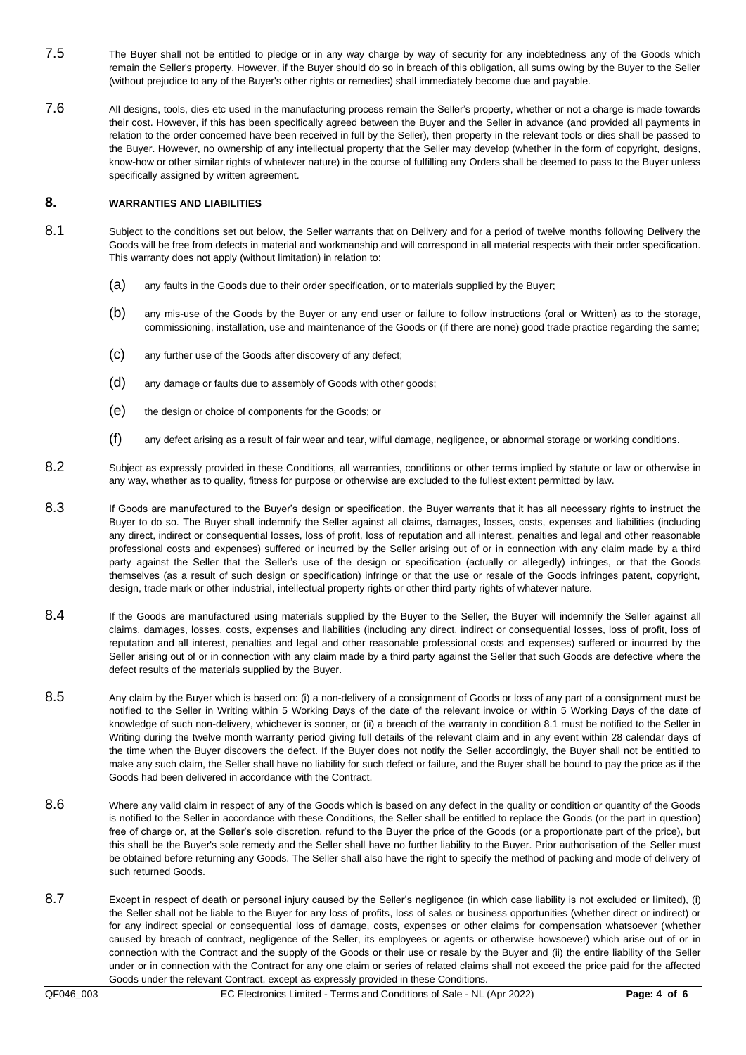7.5 The Buyer shall not be entitled to pledge or in any way charge by way of security for any indebtedness any of the Goods which remain the Seller's property. However, if the Buyer should do so in breach of this obligation, all sums owing by the Buyer to the Seller (without prejudice to any of the Buyer's other rights or remedies) shall immediately become due and payable.

7.6 All designs, tools, dies etc used in the manufacturing process remain the Seller's property, whether or not a charge is made towards their cost. However, if this has been specifically agreed between the Buyer and the Seller in advance (and provided all payments in relation to the order concerned have been received in full by the Seller), then property in the relevant tools or dies shall be passed to the Buyer. However, no ownership of any intellectual property that the Seller may develop (whether in the form of copyright, designs, know-how or other similar rights of whatever nature) in the course of fulfilling any Orders shall be deemed to pass to the Buyer unless specifically assigned by written agreement.

## 8. WARRANTIES AND LIABILITIES

8.1 Subject to the conditions set out below, the Seller warrants that on Delivery and for a period of twelve months following Delivery the Goods will be free from defects in material and workmanship and will correspond in all material respects with their order specification. This warranty does not apply (without limitation) in relation to:

(a) any faults in the Goods due to their order specification, or to materials supplied by the Buyer;

(b) any mis-use of the Goods by the Buyer or any end user or failure to follow instructions (oral or Written) as to the storage, commissioning, installation, use and maintenance of the Goods or (if there are none) good trade practice regarding the same;

(c) any further use of the Goods after discovery of any defect;

(d) any damage or faults due to assembly of Goods with other goods;

(e) the design or choice of components for the Goods; or

(f) any defect arising as a result of fair wear and tear, wilful damage, negligence, or abnormal storage or working conditions.

8.2 Subject as expressly provided in these Conditions, all warranties, conditions or other terms implied by statute or law or otherwise in any way, whether as to quality, fitness for purpose or otherwise are excluded to the fullest extent permitted by law.

8.3 If Goods are manufactured to the Buyer's design or specification, the Buyer warrants that it has all necessary rights to instruct the Buyer to do so. The Buyer shall indemnify the Seller against all claims, damages, losses, costs, expenses and liabilities (including any direct, indirect or consequential losses, loss of profit, loss of reputation and all interest, penalties and legal and other reasonable professional costs and expenses) suffered or incurred by the Seller arising out of or in connection with any claim made by a third party against the Seller that the Seller's use of the design or specification (actually or allegedly) infringes, or that the Goods themselves (as a result of such design or specification) infringe or that the use or resale of the Goods infringes patent, copyright, design, trade mark or other industrial, intellectual property rights or other third party rights of whatever nature.

8.4 If the Goods are manufactured using materials supplied by the Buyer to the Seller, the Buyer will indemnify the Seller against all claims, damages, losses, costs, expenses and liabilities (including any direct, indirect or consequential losses, loss of profit, loss of reputation and all interest, penalties and legal and other reasonable professional costs and expenses) suffered or incurred by the Seller arising out of or in connection with any claim made by a third party against the Seller that such Goods are defective where the defect results of the materials supplied by the Buyer.

8.5 Any claim by the Buyer which is based on: (i) a non-delivery of a consignment of Goods or loss of any part of a consignment must be notified to the Seller in Writing within 5 Working Days of the date of the relevant invoice or within 5 Working Days of the date of knowledge of such non-delivery, whichever is sooner, or (ii) a breach of the warranty in condition 8.1 must be notified to the Seller in Writing during the twelve month warranty period giving full details of the relevant claim and in any event within 28 calendar days of the time when the Buyer discovers the defect. If the Buyer does not notify the Seller accordingly, the Buyer shall not be entitled to make any such claim, the Seller shall have no liability for such defect or failure, and the Buyer shall be bound to pay the price as if the Goods had been delivered in accordance with the Contract.

8.6 Where any valid claim in respect of any of the Goods which is based on any defect in the quality or condition or quantity of the Goods is notified to the Seller in accordance with these Conditions, the Seller shall be entitled to replace the Goods (or the part in question) free of charge or, at the Seller's sole discretion, refund to the Buyer the price of the Goods (or a proportionate part of the price), but this shall be the Buyer's sole remedy and the Seller shall have no further liability to the Buyer. Prior authorisation of the Seller must be obtained before returning any Goods. The Seller shall also have the right to specify the method of packing and mode of delivery of such returned Goods.

8.7 Except in respect of death or personal injury caused by the Seller's negligence (in which case liability is not excluded or limited), (i) the Seller shall not be liable to the Buyer for any loss of profits, loss of sales or business opportunities (whether direct or indirect) or for any indirect special or consequential loss of damage, costs, expenses or other claims for compensation whatsoever (whether caused by breach of contract, negligence of the Seller, its employees or agents or otherwise howsoever) which arise out of or in connection with the Contract and the supply of the Goods or their use or resale by the Buyer and (ii) the entire liability of the Seller under or in connection with the Contract for any one claim or series of related claims shall not exceed the price paid for the affected Goods under the relevant Contract, except as expressly provided in these Conditions.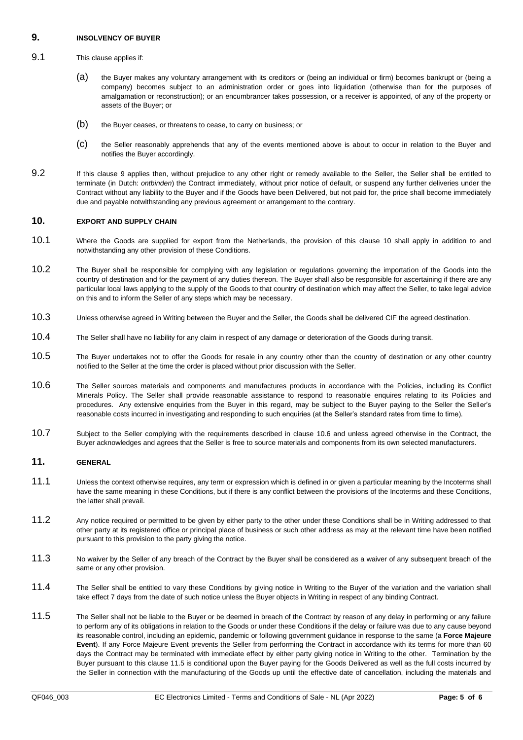## 9. INSOLVENCY OF BUYER

9.1 This clause applies if:

(a) the Buyer makes any voluntary arrangement with its creditors or (being an individual or firm) becomes bankrupt or (being a company) becomes subject to an administration order or goes into liquidation (otherwise than for the purposes of amalgamation or reconstruction); or an encumbrancer takes possession, or a receiver is appointed, of any of the property or assets of the Buyer; or

(b) the Buyer ceases, or threatens to cease, to carry on business; or

(c) the Seller reasonably apprehends that any of the events mentioned above is about to occur in relation to the Buyer and notifies the Buyer accordingly.

9.2 If this clause 9 applies then, without prejudice to any other right or remedy available to the Seller, the Seller shall be entitled to terminate (in Dutch: *ontbinden*) the Contract immediately, without prior notice of default, or suspend any further deliveries under the Contract without any liability to the Buyer and if the Goods have been Delivered, but not paid for, the price shall become immediately due and payable notwithstanding any previous agreement or arrangement to the contrary.

## 10. EXPORT AND SUPPLY CHAIN

10.1 Where the Goods are supplied for export from the Netherlands, the provision of this clause 10 shall apply in addition to and notwithstanding any other provision of these Conditions.

10.2 The Buyer shall be responsible for complying with any legislation or regulations governing the importation of the Goods into the country of destination and for the payment of any duties thereon. The Buyer shall also be responsible for ascertaining if there are any particular local laws applying to the supply of the Goods to that country of destination which may affect the Seller, to take legal advice on this and to inform the Seller of any steps which may be necessary.

10.3 Unless otherwise agreed in Writing between the Buyer and the Seller, the Goods shall be delivered CIF the agreed destination.

10.4 The Seller shall have no liability for any claim in respect of any damage or deterioration of the Goods during transit.

10.5 The Buyer undertakes not to offer the Goods for resale in any country other than the country of destination or any other country notified to the Seller at the time the order is placed without prior discussion with the Seller.

10.6 The Seller sources materials and components and manufactures products in accordance with the Policies, including its Conflict Minerals Policy. The Seller shall provide reasonable assistance to respond to reasonable enquires relating to its Policies and procedures. Any extensive enquiries from the Buyer in this regard, may be subject to the Buyer paying to the Seller the Seller's reasonable costs incurred in investigating and responding to such enquiries (at the Seller's standard rates from time to time).

10.7 Subject to the Seller complying with the requirements described in clause 10.6 and unless agreed otherwise in the Contract, the Buyer acknowledges and agrees that the Seller is free to source materials and components from its own selected manufacturers.

## 11. GENERAL

11.1 Unless the context otherwise requires, any term or expression which is defined in or given a particular meaning by the Incoterms shall have the same meaning in these Conditions, but if there is any conflict between the provisions of the Incoterms and these Conditions, the latter shall prevail.

11.2 Any notice required or permitted to be given by either party to the other under these Conditions shall be in Writing addressed to that other party at its registered office or principal place of business or such other address as may at the relevant time have been notified pursuant to this provision to the party giving the notice.

11.3 No waiver by the Seller of any breach of the Contract by the Buyer shall be considered as a waiver of any subsequent breach of the same or any other provision.

11.4 The Seller shall be entitled to vary these Conditions by giving notice in Writing to the Buyer of the variation and the variation shall take effect 7 days from the date of such notice unless the Buyer objects in Writing in respect of any binding Contract.

11.5 The Seller shall not be liable to the Buyer or be deemed in breach of the Contract by reason of any delay in performing or any failure to perform any of its obligations in relation to the Goods or under these Conditions if the delay or failure was due to any cause beyond its reasonable control, including an epidemic, pandemic or following government guidance in response to the same (a **Force Majeure Event**). If any Force Majeure Event prevents the Seller from performing the Contract in accordance with its terms for more than 60 days the Contract may be terminated with immediate effect by either party giving notice in Writing to the other. Termination by the Buyer pursuant to this clause 11.5 is conditional upon the Buyer paying for the Goods Delivered as well as the full costs incurred by the Seller in connection with the manufacturing of the Goods up until the effective date of cancellation, including the materials and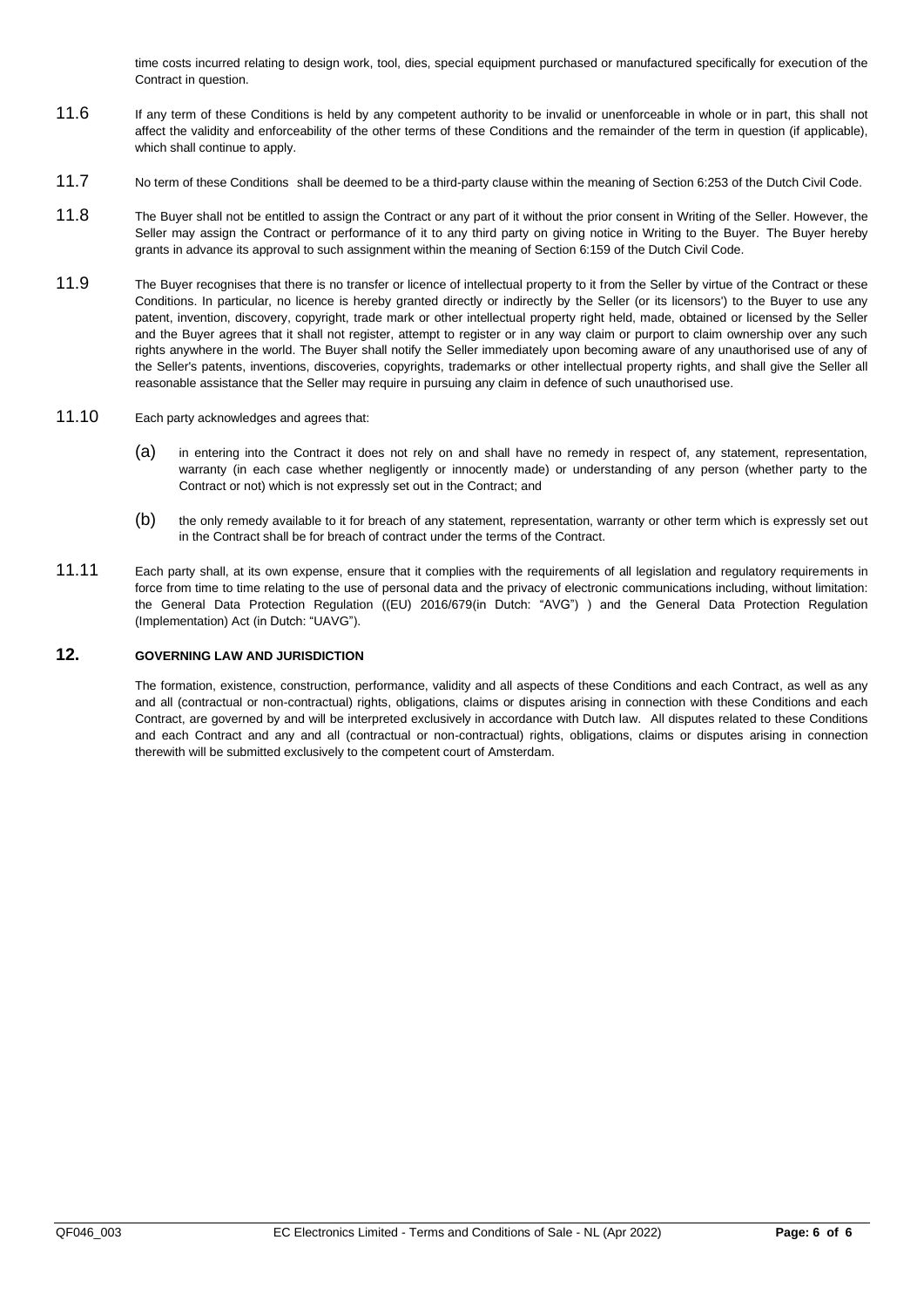time costs incurred relating to design work, tool, dies, special equipment purchased or manufactured specifically for execution of the Contract in question.

11.6 If any term of these Conditions is held by any competent authority to be invalid or unenforceable in whole or in part, this shall not affect the validity and enforceability of the other terms of these Conditions and the remainder of the term in question (if applicable), which shall continue to apply.

11.7 No term of these Conditions shall be deemed to be a third-party clause within the meaning of Section 6:253 of the Dutch Civil Code.

11.8 The Buyer shall not be entitled to assign the Contract or any part of it without the prior consent in Writing of the Seller. However, the Seller may assign the Contract or performance of it to any third party on giving notice in Writing to the Buyer. The Buyer hereby grants in advance its approval to such assignment within the meaning of Section 6:159 of the Dutch Civil Code.

11.9 The Buyer recognises that there is no transfer or licence of intellectual property to it from the Seller by virtue of the Contract or these Conditions. In particular, no licence is hereby granted directly or indirectly by the Seller (or its licensors') to the Buyer to use any patent, invention, discovery, copyright, trade mark or other intellectual property right held, made, obtained or licensed by the Seller and the Buyer agrees that it shall not register, attempt to register or in any way claim or purport to claim ownership over any such rights anywhere in the world. The Buyer shall notify the Seller immediately upon becoming aware of any unauthorised use of any of the Seller's patents, inventions, discoveries, copyrights, trademarks or other intellectual property rights, and shall give the Seller all reasonable assistance that the Seller may require in pursuing any claim in defence of such unauthorised use.

11.10 Each party acknowledges and agrees that:

(a) in entering into the Contract it does not rely on and shall have no remedy in respect of, any statement, representation, warranty (in each case whether negligently or innocently made) or understanding of any person (whether party to the Contract or not) which is not expressly set out in the Contract; and

(b) the only remedy available to it for breach of any statement, representation, warranty or other term which is expressly set out in the Contract shall be for breach of contract under the terms of the Contract.

11.11 Each party shall, at its own expense, ensure that it complies with the requirements of all legislation and regulatory requirements in force from time to time relating to the use of personal data and the privacy of electronic communications including, without limitation: the General Data Protection Regulation ((EU) 2016/679(in Dutch: "AVG") ) and the General Data Protection Regulation (Implementation) Act (in Dutch: "UAVG").

## 12. GOVERNING LAW AND JURISDICTION

The formation, existence, construction, performance, validity and all aspects of these Conditions and each Contract, as well as any and all (contractual or non-contractual) rights, obligations, claims or disputes arising in connection with these Conditions and each Contract, are governed by and will be interpreted exclusively in accordance with Dutch law. All disputes related to these Conditions and each Contract and any and all (contractual or non-contractual) rights, obligations, claims or disputes arising in connection therewith will be submitted exclusively to the competent court of Amsterdam.